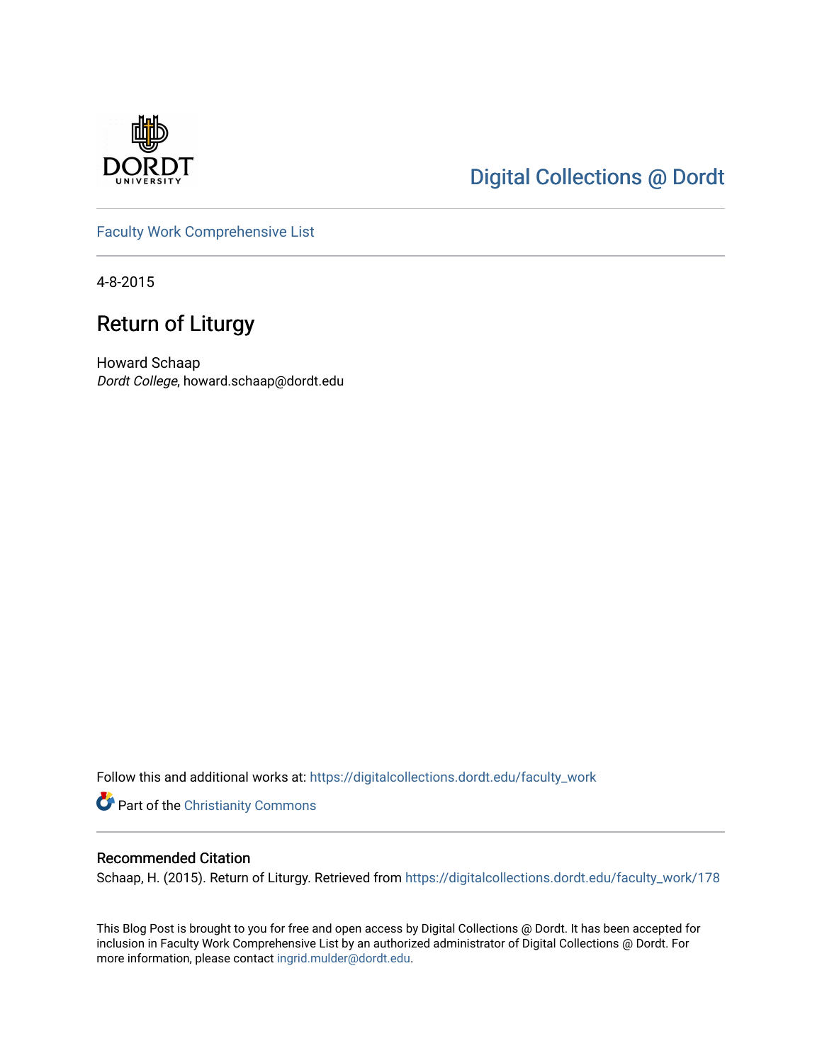DORDT UNIVERSITY

Digital Collections @ Dordt

Faculty Work Comprehensive List

4-8-2015

# Return of Liturgy

Howard Schaap
*Dordt College*, howard.schaap@dordt.edu

Follow this and additional works at: https://digitalcollections.dordt.edu/faculty_work

Part of the Christianity Commons

## Recommended Citation

Schaap, H. (2015). Return of Liturgy. Retrieved from https://digitalcollections.dordt.edu/faculty_work/178

This Blog Post is brought to you for free and open access by Digital Collections @ Dordt. It has been accepted for inclusion in Faculty Work Comprehensive List by an authorized administrator of Digital Collections @ Dordt. For more information, please contact ingrid.mulder@dordt.edu.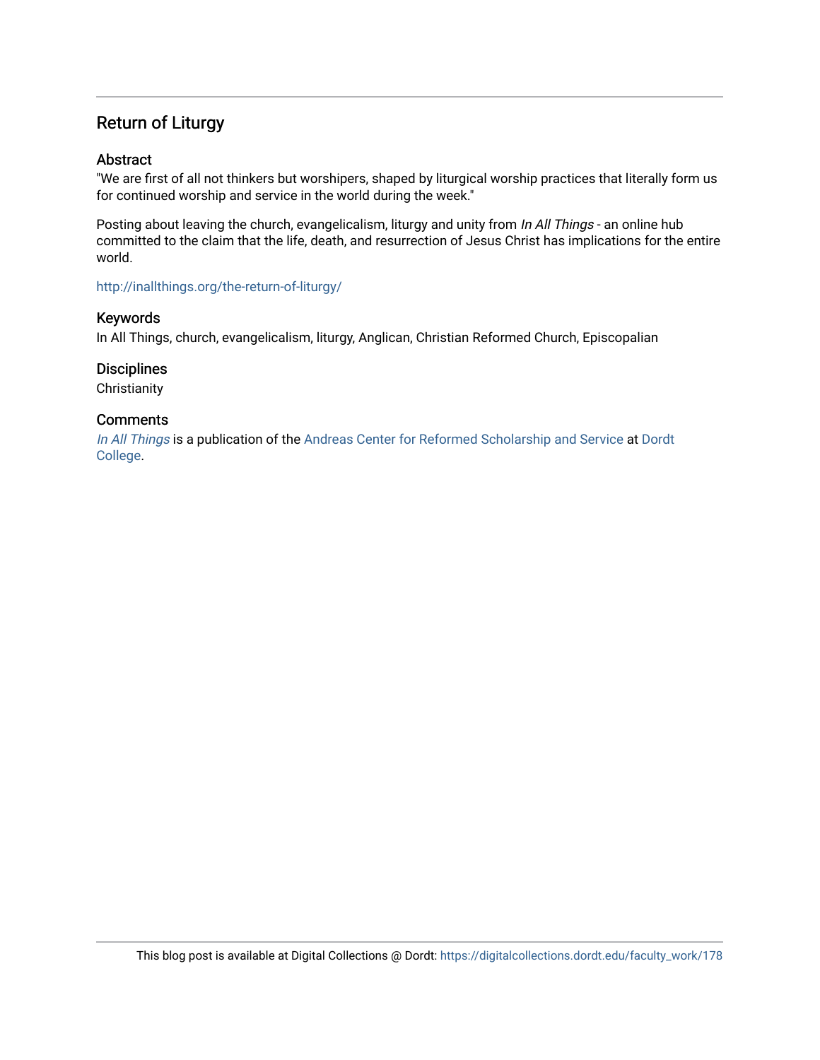# Return of Liturgy

## Abstract

"We are first of all not thinkers but worshipers, shaped by liturgical worship practices that literally form us for continued worship and service in the world during the week."

Posting about leaving the church, evangelicalism, liturgy and unity from *In All Things* - an online hub committed to the claim that the life, death, and resurrection of Jesus Christ has implications for the entire world.

http://inallthings.org/the-return-of-liturgy/

## Keywords

In All Things, church, evangelicalism, liturgy, Anglican, Christian Reformed Church, Episcopalian

## Disciplines

Christianity

## Comments

*In All Things* is a publication of the Andreas Center for Reformed Scholarship and Service at Dordt College.

This blog post is available at Digital Collections @ Dordt: https://digitalcollections.dordt.edu/faculty_work/178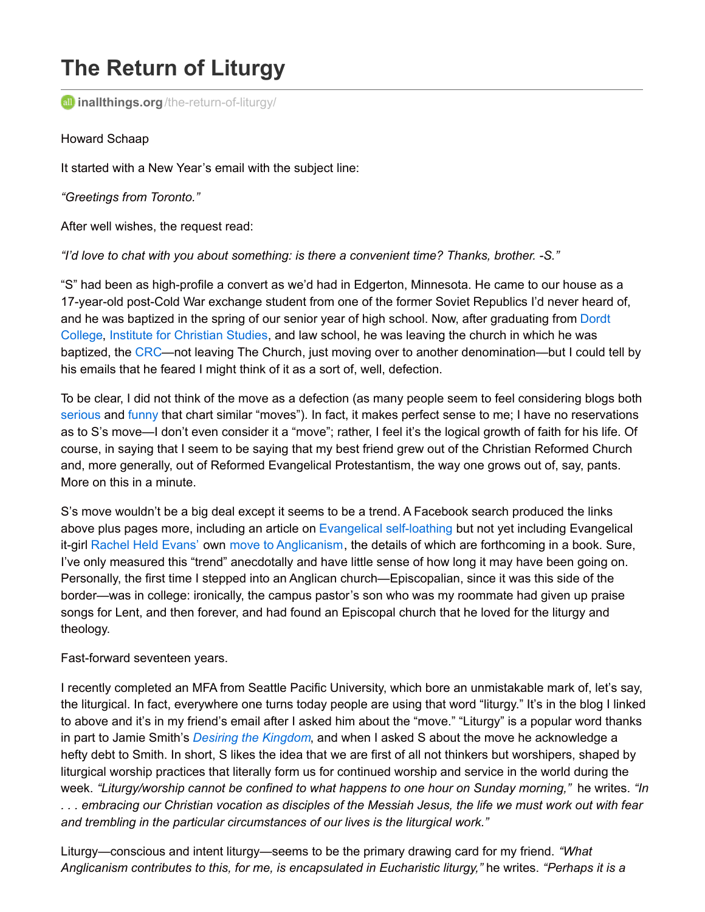# The Return of Liturgy

inallthings.org/the-return-of-liturgy/

Howard Schaap

It started with a New Year's email with the subject line:

*"Greetings from Toronto."*

After well wishes, the request read:

*"I'd love to chat with you about something: is there a convenient time? Thanks, brother. -S."*

"S" had been as high-profile a convert as we'd had in Edgerton, Minnesota. He came to our house as a 17-year-old post-Cold War exchange student from one of the former Soviet Republics I'd never heard of, and he was baptized in the spring of our senior year of high school. Now, after graduating from Dordt College, Institute for Christian Studies, and law school, he was leaving the church in which he was baptized, the CRC—not leaving The Church, just moving over to another denomination—but I could tell by his emails that he feared I might think of it as a sort of, well, defection.

To be clear, I did not think of the move as a defection (as many people seem to feel considering blogs both serious and funny that chart similar "moves"). In fact, it makes perfect sense to me; I have no reservations as to S's move—I don't even consider it a "move"; rather, I feel it's the logical growth of faith for his life. Of course, in saying that I seem to be saying that my best friend grew out of the Christian Reformed Church and, more generally, out of Reformed Evangelical Protestantism, the way one grows out of, say, pants. More on this in a minute.

S's move wouldn't be a big deal except it seems to be a trend. A Facebook search produced the links above plus pages more, including an article on Evangelical self-loathing but not yet including Evangelical it-girl Rachel Held Evans' own move to Anglicanism, the details of which are forthcoming in a book. Sure, I've only measured this "trend" anecdotally and have little sense of how long it may have been going on. Personally, the first time I stepped into an Anglican church—Episcopalian, since it was this side of the border—was in college: ironically, the campus pastor's son who was my roommate had given up praise songs for Lent, and then forever, and had found an Episcopal church that he loved for the liturgy and theology.

Fast-forward seventeen years.

I recently completed an MFA from Seattle Pacific University, which bore an unmistakable mark of, let's say, the liturgical. In fact, everywhere one turns today people are using that word "liturgy." It's in the blog I linked to above and it's in my friend's email after I asked him about the "move." "Liturgy" is a popular word thanks in part to Jamie Smith's *Desiring the Kingdom*, and when I asked S about the move he acknowledge a hefty debt to Smith. In short, S likes the idea that we are first of all not thinkers but worshipers, shaped by liturgical worship practices that literally form us for continued worship and service in the world during the week. *"Liturgy/worship cannot be confined to what happens to one hour on Sunday morning,"* he writes. *"In . . . embracing our Christian vocation as disciples of the Messiah Jesus, the life we must work out with fear and trembling in the particular circumstances of our lives is the liturgical work."*

Liturgy—conscious and intent liturgy—seems to be the primary drawing card for my friend. *"What Anglicanism contributes to this, for me, is encapsulated in Eucharistic liturgy,"* he writes. *"Perhaps it is a*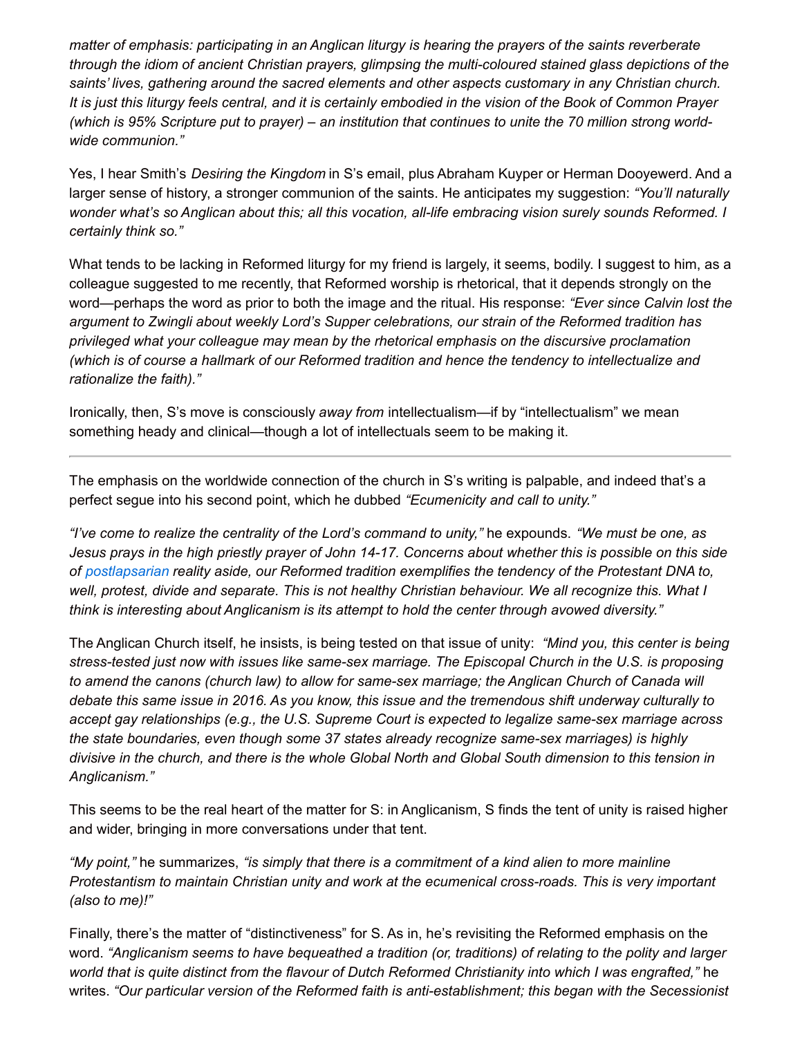*matter of emphasis: participating in an Anglican liturgy is hearing the prayers of the saints reverberate through the idiom of ancient Christian prayers, glimpsing the multi-coloured stained glass depictions of the saints' lives, gathering around the sacred elements and other aspects customary in any Christian church. It is just this liturgy feels central, and it is certainly embodied in the vision of the Book of Common Prayer (which is 95% Scripture put to prayer) – an institution that continues to unite the 70 million strong world-wide communion."*

Yes, I hear Smith's *Desiring the Kingdom* in S's email, plus Abraham Kuyper or Herman Dooyewerd. And a larger sense of history, a stronger communion of the saints. He anticipates my suggestion: *"You'll naturally wonder what's so Anglican about this; all this vocation, all-life embracing vision surely sounds Reformed. I certainly think so."*

What tends to be lacking in Reformed liturgy for my friend is largely, it seems, bodily. I suggest to him, as a colleague suggested to me recently, that Reformed worship is rhetorical, that it depends strongly on the word—perhaps the word as prior to both the image and the ritual. His response: *"Ever since Calvin lost the argument to Zwingli about weekly Lord's Supper celebrations, our strain of the Reformed tradition has privileged what your colleague may mean by the rhetorical emphasis on the discursive proclamation (which is of course a hallmark of our Reformed tradition and hence the tendency to intellectualize and rationalize the faith)."*

Ironically, then, S's move is consciously *away from* intellectualism—if by "intellectualism" we mean something heady and clinical—though a lot of intellectuals seem to be making it.

---

The emphasis on the worldwide connection of the church in S's writing is palpable, and indeed that's a perfect segue into his second point, which he dubbed *"Ecumenicity and call to unity."*

*"I've come to realize the centrality of the Lord's command to unity,"* he expounds. *"We must be one, as Jesus prays in the high priestly prayer of John 14-17. Concerns about whether this is possible on this side of postlapsarian reality aside, our Reformed tradition exemplifies the tendency of the Protestant DNA to, well, protest, divide and separate. This is not healthy Christian behaviour. We all recognize this. What I think is interesting about Anglicanism is its attempt to hold the center through avowed diversity."*

The Anglican Church itself, he insists, is being tested on that issue of unity: *"Mind you, this center is being stress-tested just now with issues like same-sex marriage. The Episcopal Church in the U.S. is proposing to amend the canons (church law) to allow for same-sex marriage; the Anglican Church of Canada will debate this same issue in 2016. As you know, this issue and the tremendous shift underway culturally to accept gay relationships (e.g., the U.S. Supreme Court is expected to legalize same-sex marriage across the state boundaries, even though some 37 states already recognize same-sex marriages) is highly divisive in the church, and there is the whole Global North and Global South dimension to this tension in Anglicanism."*

This seems to be the real heart of the matter for S: in Anglicanism, S finds the tent of unity is raised higher and wider, bringing in more conversations under that tent.

*"My point,"* he summarizes, *"is simply that there is a commitment of a kind alien to more mainline Protestantism to maintain Christian unity and work at the ecumenical cross-roads. This is very important (also to me)!"*

Finally, there's the matter of "distinctiveness" for S. As in, he's revisiting the Reformed emphasis on the word. *"Anglicanism seems to have bequeathed a tradition (or, traditions) of relating to the polity and larger world that is quite distinct from the flavour of Dutch Reformed Christianity into which I was engrafted,"* he writes. *"Our particular version of the Reformed faith is anti-establishment; this began with the Secessionist*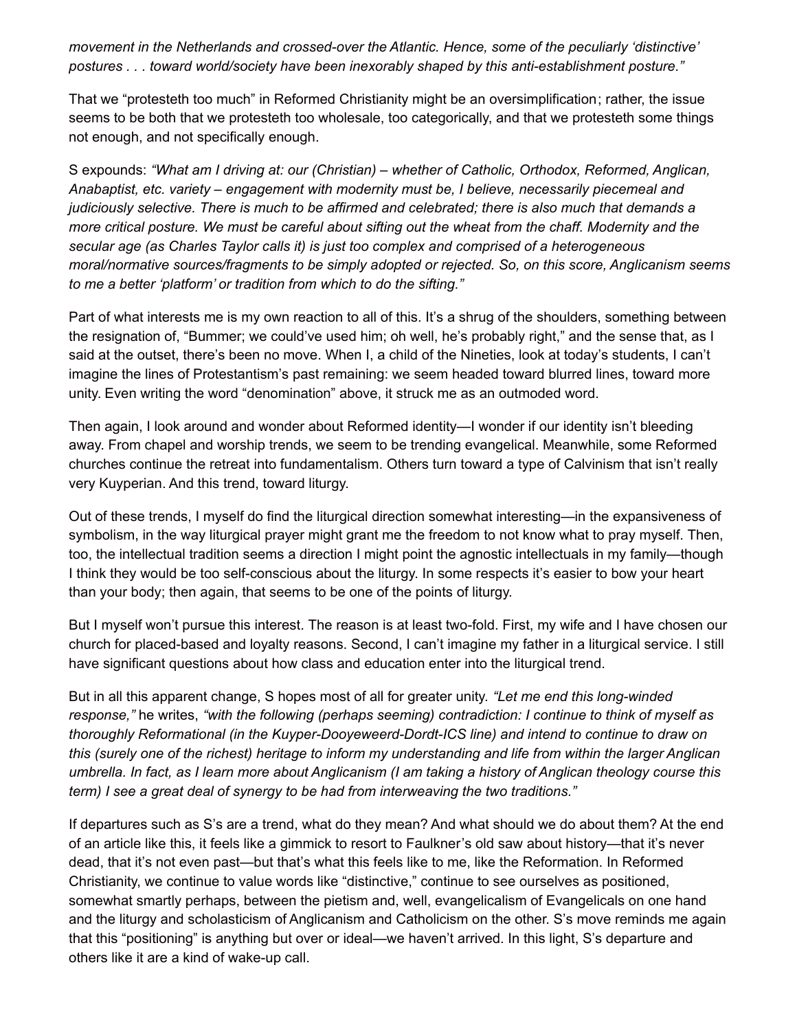*movement in the Netherlands and crossed-over the Atlantic. Hence, some of the peculiarly 'distinctive' postures . . . toward world/society have been inexorably shaped by this anti-establishment posture."*

That we "protesteth too much" in Reformed Christianity might be an oversimplification; rather, the issue seems to be both that we protesteth too wholesale, too categorically, and that we protesteth some things not enough, and not specifically enough.

S expounds: *"What am I driving at: our (Christian) – whether of Catholic, Orthodox, Reformed, Anglican, Anabaptist, etc. variety – engagement with modernity must be, I believe, necessarily piecemeal and judiciously selective. There is much to be affirmed and celebrated; there is also much that demands a more critical posture. We must be careful about sifting out the wheat from the chaff. Modernity and the secular age (as Charles Taylor calls it) is just too complex and comprised of a heterogeneous moral/normative sources/fragments to be simply adopted or rejected. So, on this score, Anglicanism seems to me a better 'platform' or tradition from which to do the sifting."*

Part of what interests me is my own reaction to all of this. It's a shrug of the shoulders, something between the resignation of, "Bummer; we could've used him; oh well, he's probably right," and the sense that, as I said at the outset, there's been no move. When I, a child of the Nineties, look at today's students, I can't imagine the lines of Protestantism's past remaining: we seem headed toward blurred lines, toward more unity. Even writing the word "denomination" above, it struck me as an outmoded word.

Then again, I look around and wonder about Reformed identity—I wonder if our identity isn't bleeding away. From chapel and worship trends, we seem to be trending evangelical. Meanwhile, some Reformed churches continue the retreat into fundamentalism. Others turn toward a type of Calvinism that isn't really very Kuyperian. And this trend, toward liturgy.

Out of these trends, I myself do find the liturgical direction somewhat interesting—in the expansiveness of symbolism, in the way liturgical prayer might grant me the freedom to not know what to pray myself. Then, too, the intellectual tradition seems a direction I might point the agnostic intellectuals in my family—though I think they would be too self-conscious about the liturgy. In some respects it's easier to bow your heart than your body; then again, that seems to be one of the points of liturgy.

But I myself won't pursue this interest. The reason is at least two-fold. First, my wife and I have chosen our church for placed-based and loyalty reasons. Second, I can't imagine my father in a liturgical service. I still have significant questions about how class and education enter into the liturgical trend.

But in all this apparent change, S hopes most of all for greater unity. *"Let me end this long-winded response,"* he writes, *"with the following (perhaps seeming) contradiction: I continue to think of myself as thoroughly Reformational (in the Kuyper-Dooyeweerd-Dordt-ICS line) and intend to continue to draw on this (surely one of the richest) heritage to inform my understanding and life from within the larger Anglican umbrella. In fact, as I learn more about Anglicanism (I am taking a history of Anglican theology course this term) I see a great deal of synergy to be had from interweaving the two traditions."*

If departures such as S's are a trend, what do they mean? And what should we do about them? At the end of an article like this, it feels like a gimmick to resort to Faulkner's old saw about history—that it's never dead, that it's not even past—but that's what this feels like to me, like the Reformation. In Reformed Christianity, we continue to value words like "distinctive," continue to see ourselves as positioned, somewhat smartly perhaps, between the pietism and, well, evangelicalism of Evangelicals on one hand and the liturgy and scholasticism of Anglicanism and Catholicism on the other. S's move reminds me again that this "positioning" is anything but over or ideal—we haven't arrived. In this light, S's departure and others like it are a kind of wake-up call.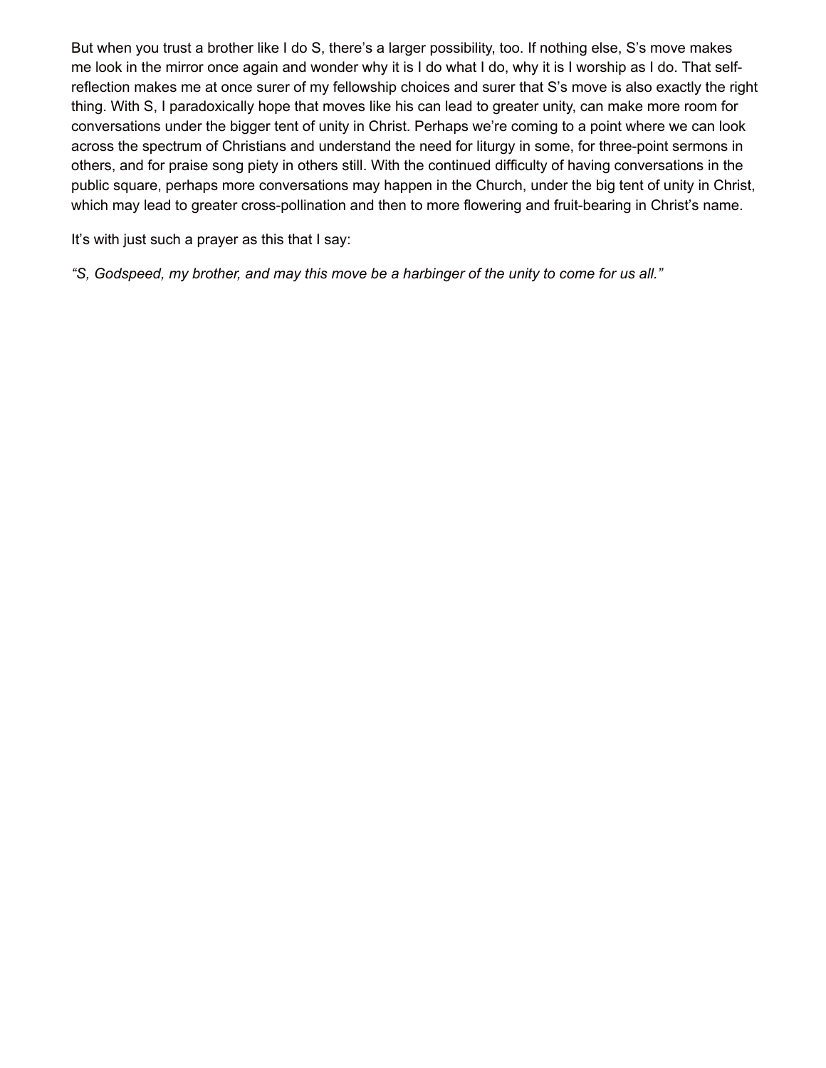But when you trust a brother like I do S, there's a larger possibility, too. If nothing else, S's move makes me look in the mirror once again and wonder why it is I do what I do, why it is I worship as I do. That self-reflection makes me at once surer of my fellowship choices and surer that S's move is also exactly the right thing. With S, I paradoxically hope that moves like his can lead to greater unity, can make more room for conversations under the bigger tent of unity in Christ. Perhaps we're coming to a point where we can look across the spectrum of Christians and understand the need for liturgy in some, for three-point sermons in others, and for praise song piety in others still. With the continued difficulty of having conversations in the public square, perhaps more conversations may happen in the Church, under the big tent of unity in Christ, which may lead to greater cross-pollination and then to more flowering and fruit-bearing in Christ's name.

It's with just such a prayer as this that I say:

*"S, Godspeed, my brother, and may this move be a harbinger of the unity to come for us all."*